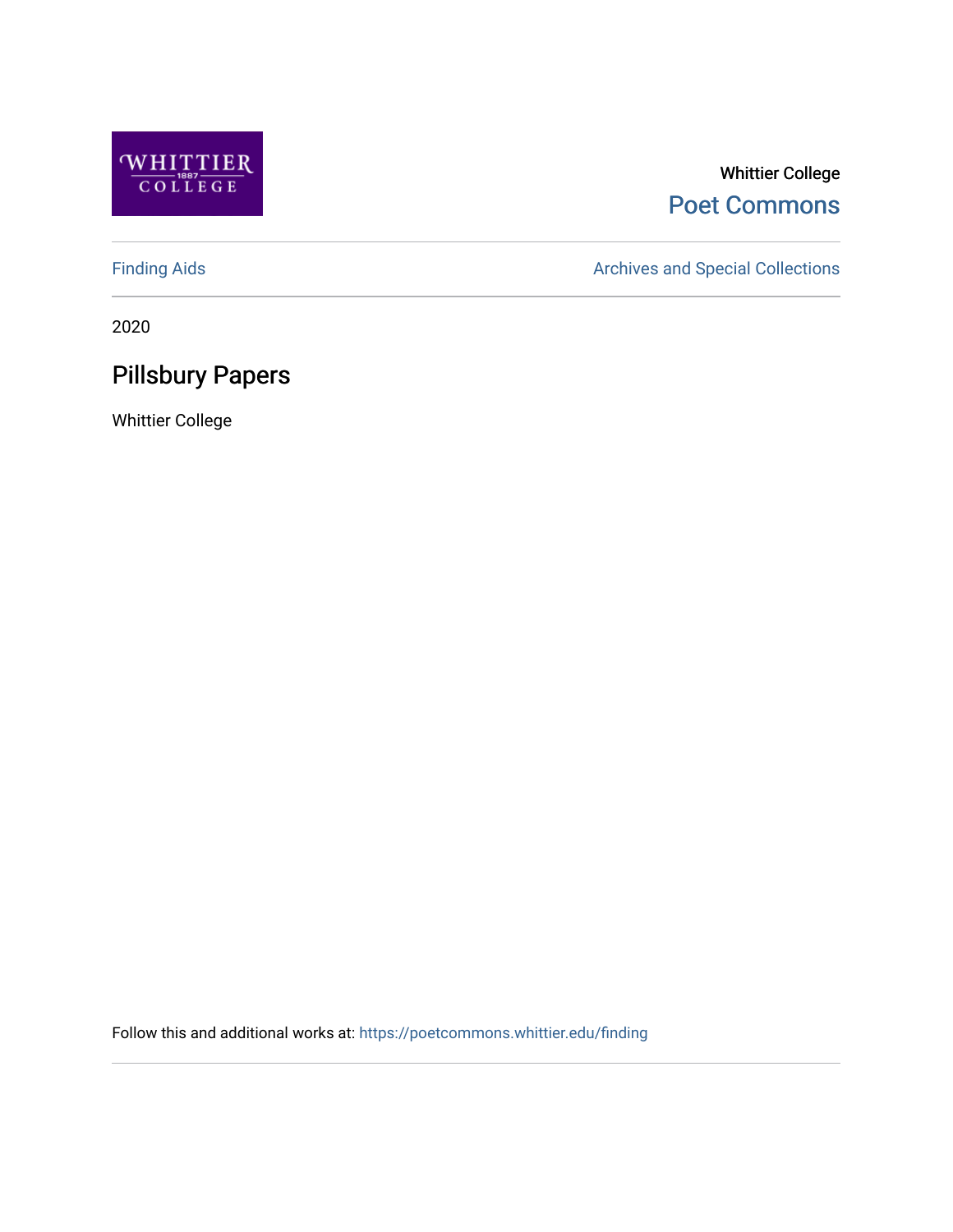Whittier College

Poet Commons

Finding Aids

Archives and Special Collections

2020

# Pillsbury Papers

Whittier College

Follow this and additional works at: https://poetcommons.whittier.edu/finding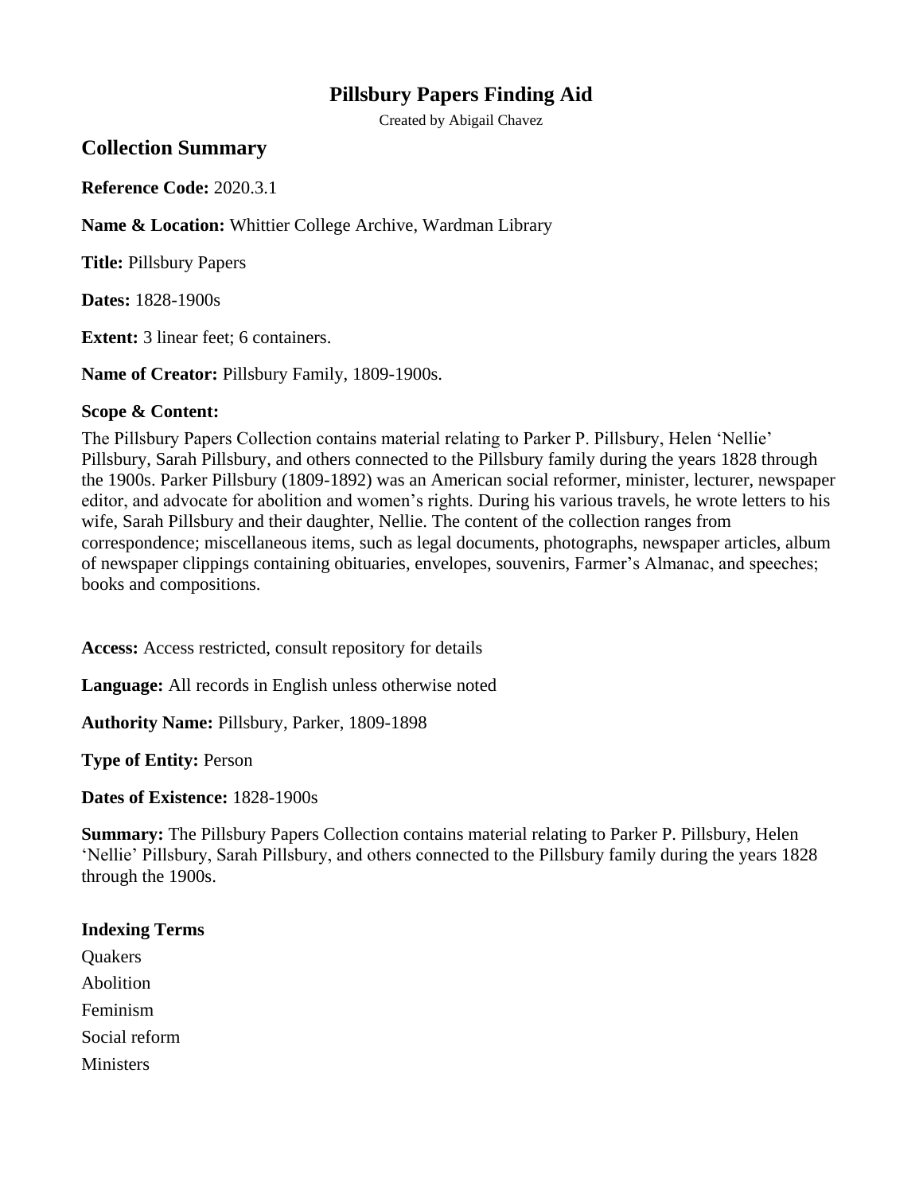# Pillsbury Papers Finding Aid

Created by Abigail Chavez

## Collection Summary

**Reference Code:** 2020.3.1

**Name & Location:** Whittier College Archive, Wardman Library

**Title:** Pillsbury Papers

**Dates:** 1828-1900s

**Extent:** 3 linear feet; 6 containers.

**Name of Creator:** Pillsbury Family, 1809-1900s.

**Scope & Content:**

The Pillsbury Papers Collection contains material relating to Parker P. Pillsbury, Helen 'Nellie' Pillsbury, Sarah Pillsbury, and others connected to the Pillsbury family during the years 1828 through the 1900s. Parker Pillsbury (1809-1892) was an American social reformer, minister, lecturer, newspaper editor, and advocate for abolition and women's rights. During his various travels, he wrote letters to his wife, Sarah Pillsbury and their daughter, Nellie. The content of the collection ranges from correspondence; miscellaneous items, such as legal documents, photographs, newspaper articles, album of newspaper clippings containing obituaries, envelopes, souvenirs, Farmer's Almanac, and speeches; books and compositions.

**Access:** Access restricted, consult repository for details

**Language:** All records in English unless otherwise noted

**Authority Name:** Pillsbury, Parker, 1809-1898

**Type of Entity:** Person

**Dates of Existence:** 1828-1900s

**Summary:** The Pillsbury Papers Collection contains material relating to Parker P. Pillsbury, Helen 'Nellie' Pillsbury, Sarah Pillsbury, and others connected to the Pillsbury family during the years 1828 through the 1900s.

**Indexing Terms**

Quakers

Abolition

Feminism

Social reform

Ministers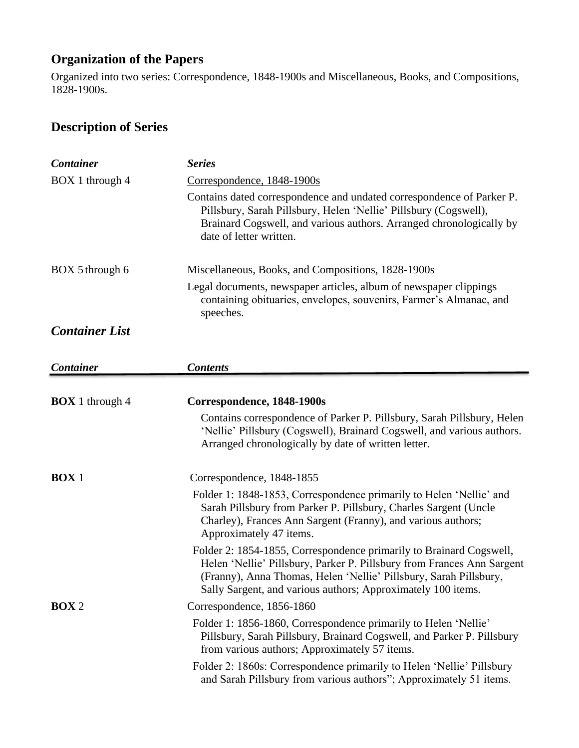## Organization of the Papers

Organized into two series: Correspondence, 1848-1900s and Miscellaneous, Books, and Compositions, 1828-1900s.

## Description of Series

| *Container* | *Series* |
| --- | --- |
| BOX 1 through 4 | Correspondence, 1848-1900s<br>Contains dated correspondence and undated correspondence of Parker P. Pillsbury, Sarah Pillsbury, Helen 'Nellie' Pillsbury (Cogswell), Brainard Cogswell, and various authors. Arranged chronologically by date of letter written. |
| BOX 5 through 6 | Miscellaneous, Books, and Compositions, 1828-1900s<br>Legal documents, newspaper articles, album of newspaper clippings containing obituaries, envelopes, souvenirs, Farmer's Almanac, and speeches. |

## *Container List*

| *Container* | *Contents* |
| --- | --- |
| **BOX** 1 through 4 | **Correspondence, 1848-1900s**<br>Contains correspondence of Parker P. Pillsbury, Sarah Pillsbury, Helen 'Nellie' Pillsbury (Cogswell), Brainard Cogswell, and various authors. Arranged chronologically by date of written letter. |
| **BOX** 1 | Correspondence, 1848-1855<br>Folder 1: 1848-1853, Correspondence primarily to Helen 'Nellie' and Sarah Pillsbury from Parker P. Pillsbury, Charles Sargent (Uncle Charley), Frances Ann Sargent (Franny), and various authors; Approximately 47 items.<br>Folder 2: 1854-1855, Correspondence primarily to Brainard Cogswell, Helen 'Nellie' Pillsbury, Parker P. Pillsbury from Frances Ann Sargent (Franny), Anna Thomas, Helen 'Nellie' Pillsbury, Sarah Pillsbury, Sally Sargent, and various authors; Approximately 100 items. |
| **BOX** 2 | Correspondence, 1856-1860<br>Folder 1: 1856-1860, Correspondence primarily to Helen 'Nellie' Pillsbury, Sarah Pillsbury, Brainard Cogswell, and Parker P. Pillsbury from various authors; Approximately 57 items.<br>Folder 2: 1860s: Correspondence primarily to Helen 'Nellie' Pillsbury and Sarah Pillsbury from various authors"; Approximately 51 items. |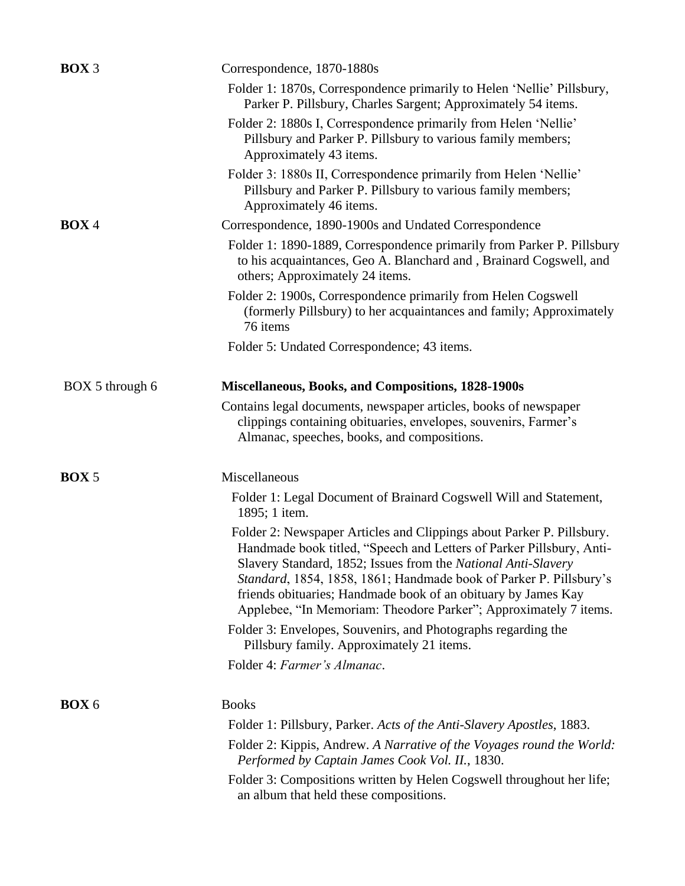**BOX** 3 Correspondence, 1870-1880s

Folder 1: 1870s, Correspondence primarily to Helen 'Nellie' Pillsbury, Parker P. Pillsbury, Charles Sargent; Approximately 54 items.

Folder 2: 1880s I, Correspondence primarily from Helen 'Nellie' Pillsbury and Parker P. Pillsbury to various family members; Approximately 43 items.

Folder 3: 1880s II, Correspondence primarily from Helen 'Nellie' Pillsbury and Parker P. Pillsbury to various family members; Approximately 46 items.

**BOX** 4 Correspondence, 1890-1900s and Undated Correspondence

Folder 1: 1890-1889, Correspondence primarily from Parker P. Pillsbury to his acquaintances, Geo A. Blanchard and , Brainard Cogswell, and others; Approximately 24 items.

Folder 2: 1900s, Correspondence primarily from Helen Cogswell (formerly Pillsbury) to her acquaintances and family; Approximately 76 items

Folder 5: Undated Correspondence; 43 items.

BOX 5 through 6 **Miscellaneous, Books, and Compositions, 1828-1900s**

Contains legal documents, newspaper articles, books of newspaper clippings containing obituaries, envelopes, souvenirs, Farmer's Almanac, speeches, books, and compositions.

**BOX** 5 Miscellaneous

Folder 1: Legal Document of Brainard Cogswell Will and Statement, 1895; 1 item.

Folder 2: Newspaper Articles and Clippings about Parker P. Pillsbury. Handmade book titled, "Speech and Letters of Parker Pillsbury, Anti-Slavery Standard, 1852; Issues from the *National Anti-Slavery Standard*, 1854, 1858, 1861; Handmade book of Parker P. Pillsbury's friends obituaries; Handmade book of an obituary by James Kay Applebee, "In Memoriam: Theodore Parker"; Approximately 7 items.

Folder 3: Envelopes, Souvenirs, and Photographs regarding the Pillsbury family. Approximately 21 items.

Folder 4: *Farmer's Almanac*.

**BOX** 6 Books

Folder 1: Pillsbury, Parker. *Acts of the Anti-Slavery Apostles*, 1883.

Folder 2: Kippis, Andrew. *A Narrative of the Voyages round the World: Performed by Captain James Cook Vol. II.*, 1830.

Folder 3: Compositions written by Helen Cogswell throughout her life; an album that held these compositions.